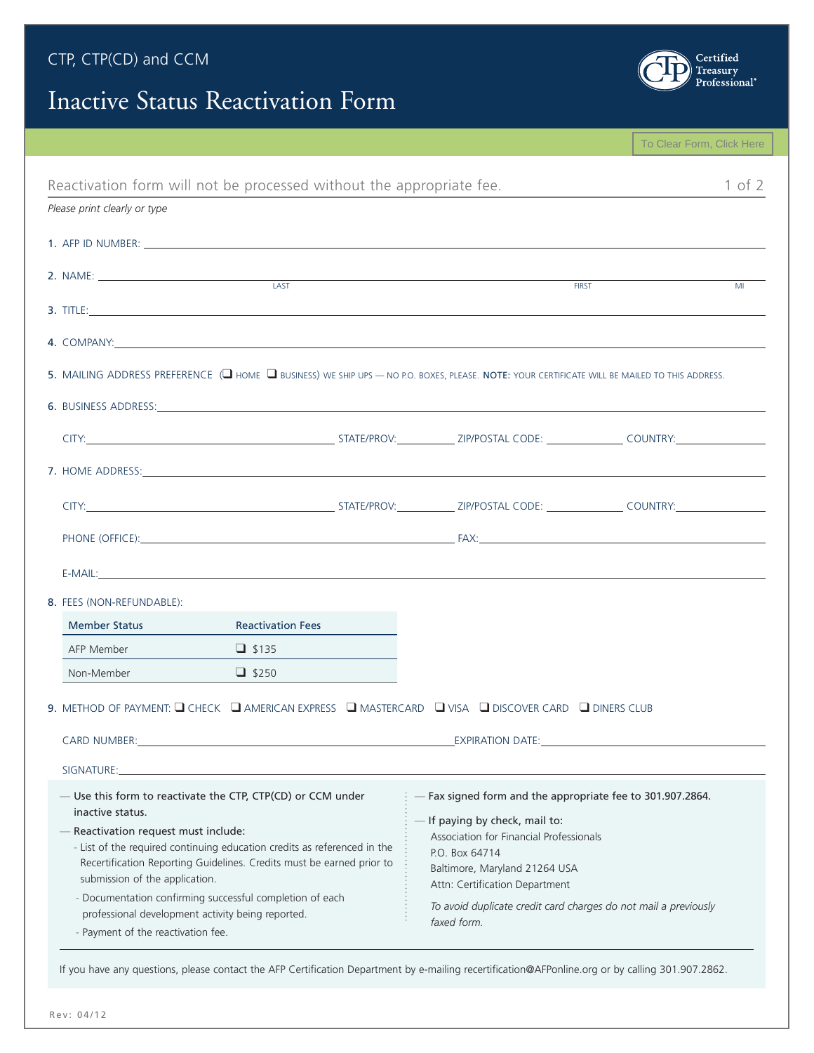CTP, CTP(CD) and CCM

# Inactive Status Reactivation Form

Certified Treasury Professional®

To Clear Form, Click Here

Reactivation form will not be processed without the appropriate fee.

*Please print clearly or type*

1. AFP ID NUMBER: ______________________________

2. NAME: ______________________________
   LAST FIRST MI

3. TITLE: ______________________________

4. COMPANY: ______________________________

5. MAILING ADDRESS PREFERENCE (☐ HOME ☐ BUSINESS) WE SHIP UPS — NO P.O. BOXES, PLEASE. **NOTE:** YOUR CERTIFICATE WILL BE MAILED TO THIS ADDRESS.

6. BUSINESS ADDRESS: ______________________________

   CITY: __________ STATE/PROV: __________ ZIP/POSTAL CODE: __________ COUNTRY: __________

7. HOME ADDRESS: ______________________________

   CITY: __________ STATE/PROV: __________ ZIP/POSTAL CODE: __________ COUNTRY: __________

   PHONE (OFFICE): __________ FAX: __________

   E-MAIL: ______________________________

8. FEES (NON-REFUNDABLE):

| Member Status | Reactivation Fees |
|---|---|
| AFP Member | ☐ $135 |
| Non-Member | ☐ $250 |

9. METHOD OF PAYMENT: ☐ CHECK ☐ AMERICAN EXPRESS ☐ MASTERCARD ☐ VISA ☐ DISCOVER CARD ☐ DINERS CLUB

   CARD NUMBER: __________ EXPIRATION DATE: __________

   SIGNATURE: ______________________________

— Use this form to reactivate the CTP, CTP(CD) or CCM under inactive status.

— Reactivation request must include:
- List of the required continuing education credits as referenced in the Recertification Reporting Guidelines. Credits must be earned prior to submission of the application.
- Documentation confirming successful completion of each professional development activity being reported.
- Payment of the reactivation fee.

— Fax signed form and the appropriate fee to 301.907.2864.

— If paying by check, mail to:

Association for Financial Professionals
P.O. Box 64714
Baltimore, Maryland 21264 USA
Attn: Certification Department

*To avoid duplicate credit card charges do not mail a previously faxed form.*

If you have any questions, please contact the AFP Certification Department by e-mailing recertification@AFPonline.org or by calling 301.907.2862.

Rev: 04/12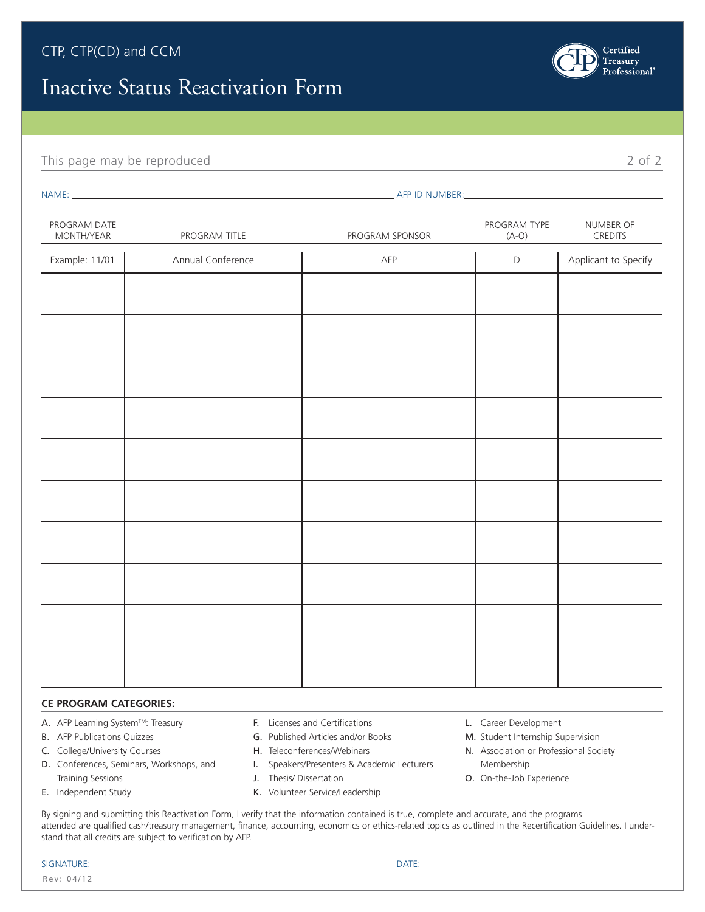CTP, CTP(CD) and CCM

# Inactive Status Reactivation Form

This page may be reproduced

NAME: ______________________________ AFP ID NUMBER: ______________________________

| PROGRAM DATE MONTH/YEAR | PROGRAM TITLE | PROGRAM SPONSOR | PROGRAM TYPE (A-O) | NUMBER OF CREDITS |
|---|---|---|---|---|
| Example: 11/01 | Annual Conference | AFP | D | Applicant to Specify |
| | | | | |
| | | | | |
| | | | | |
| | | | | |
| | | | | |
| | | | | |
| | | | | |
| | | | | |
| | | | | |
| | | | | |

**CE PROGRAM CATEGORIES:**

- A. AFP Learning System™: Treasury
- B. AFP Publications Quizzes
- C. College/University Courses
- D. Conferences, Seminars, Workshops, and Training Sessions
- E. Independent Study
- F. Licenses and Certifications
- G. Published Articles and/or Books
- H. Teleconferences/Webinars
- I. Speakers/Presenters & Academic Lecturers
- J. Thesis/ Dissertation
- K. Volunteer Service/Leadership
- L. Career Development
- M. Student Internship Supervision
- N. Association or Professional Society Membership
- O. On-the-Job Experience

By signing and submitting this Reactivation Form, I verify that the information contained is true, complete and accurate, and the programs attended are qualified cash/treasury management, finance, accounting, economics or ethics-related topics as outlined in the Recertification Guidelines. I understand that all credits are subject to verification by AFP.

SIGNATURE: ______________________________ DATE: ______________________________

Rev: 04/12